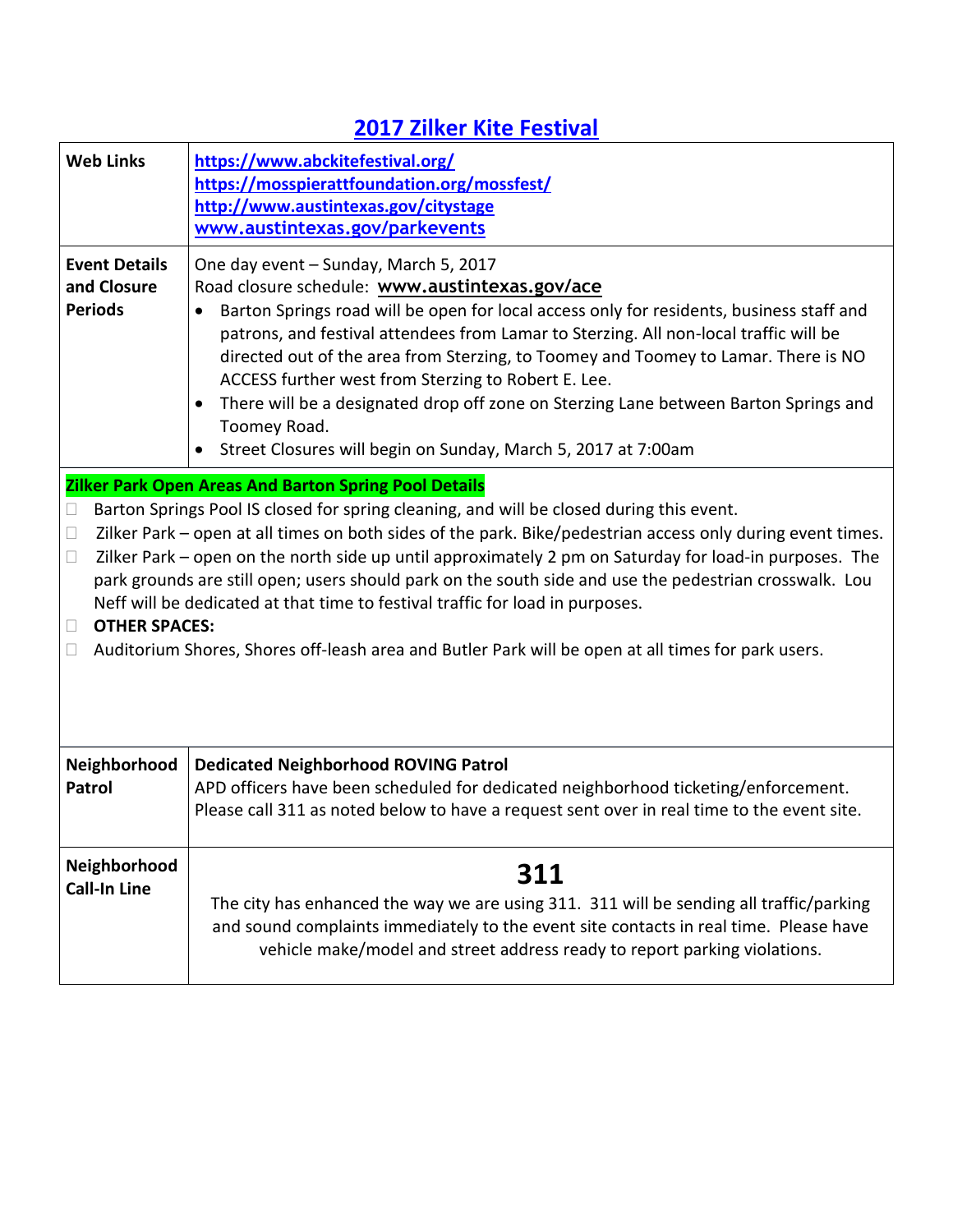# 2017 Zilker Kite Festival

| | |
|---|---|
| **Web Links** | https://www.abckitefestival.org/<br>https://mosspierattfoundation.org/mossfest/<br>http://www.austintexas.gov/citystage<br>www.austintexas.gov/parkevents |
| **Event Details and Closure Periods** | One day event – Sunday, March 5, 2017<br>Road closure schedule: **www.austintexas.gov/ace**<br>• Barton Springs road will be open for local access only for residents, business staff and patrons, and festival attendees from Lamar to Sterzing. All non-local traffic will be directed out of the area from Sterzing, to Toomey and Toomey to Lamar. There is NO ACCESS further west from Sterzing to Robert E. Lee.<br>• There will be a designated drop off zone on Sterzing Lane between Barton Springs and Toomey Road.<br>• Street Closures will begin on Sunday, March 5, 2017 at 7:00am |

**Zilker Park Open Areas And Barton Spring Pool Details**

- Barton Springs Pool IS closed for spring cleaning, and will be closed during this event.
- Zilker Park – open at all times on both sides of the park. Bike/pedestrian access only during event times.
- Zilker Park – open on the north side up until approximately 2 pm on Saturday for load-in purposes. The park grounds are still open; users should park on the south side and use the pedestrian crosswalk. Lou Neff will be dedicated at that time to festival traffic for load in purposes.
- **OTHER SPACES:**
- Auditorium Shores, Shores off-leash area and Butler Park will be open at all times for park users.

| | |
|---|---|
| **Neighborhood Patrol** | **Dedicated Neighborhood ROVING Patrol**<br>APD officers have been scheduled for dedicated neighborhood ticketing/enforcement. Please call 311 as noted below to have a request sent over in real time to the event site. |
| **Neighborhood Call-In Line** | **311**<br>The city has enhanced the way we are using 311. 311 will be sending all traffic/parking and sound complaints immediately to the event site contacts in real time. Please have vehicle make/model and street address ready to report parking violations. |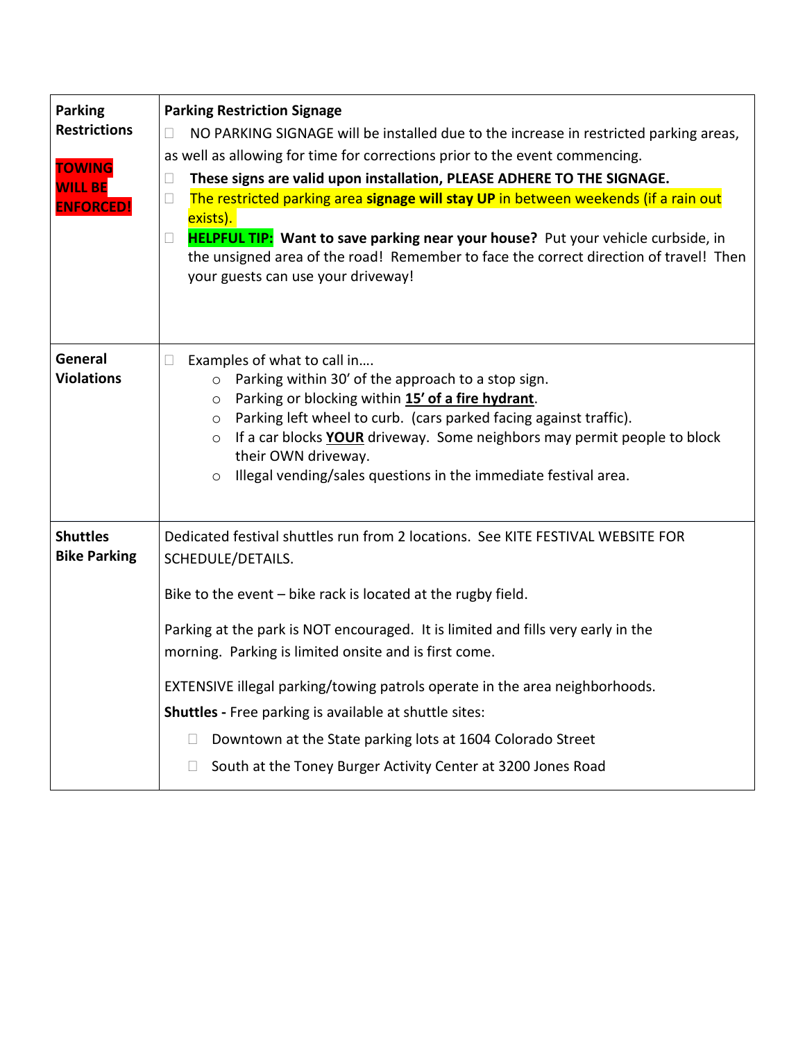| | |
|---|---|
| **Parking Restrictions**<br><br>**TOWING WILL BE ENFORCED!** | **Parking Restriction Signage**<br>- NO PARKING SIGNAGE will be installed due to the increase in restricted parking areas, as well as allowing for time for corrections prior to the event commencing.<br>- **These signs are valid upon installation, PLEASE ADHERE TO THE SIGNAGE.**<br>- The restricted parking area **signage will stay UP** in between weekends (if a rain out exists).<br>- **HELPFUL TIP: Want to save parking near your house?** Put your vehicle curbside, in the unsigned area of the road! Remember to face the correct direction of travel! Then your guests can use your driveway! |
| **General Violations** | - Examples of what to call in….<br>  - Parking within 30' of the approach to a stop sign.<br>  - Parking or blocking within **15' of a fire hydrant**.<br>  - Parking left wheel to curb. (cars parked facing against traffic).<br>  - If a car blocks **YOUR** driveway. Some neighbors may permit people to block their OWN driveway.<br>  - Illegal vending/sales questions in the immediate festival area. |
| **Shuttles**<br>**Bike Parking** | Dedicated festival shuttles run from 2 locations. See KITE FESTIVAL WEBSITE FOR SCHEDULE/DETAILS.<br><br>Bike to the event – bike rack is located at the rugby field.<br><br>Parking at the park is NOT encouraged. It is limited and fills very early in the morning. Parking is limited onsite and is first come.<br><br>EXTENSIVE illegal parking/towing patrols operate in the area neighborhoods.<br><br>**Shuttles -** Free parking is available at shuttle sites:<br>- Downtown at the State parking lots at 1604 Colorado Street<br>- South at the Toney Burger Activity Center at 3200 Jones Road |